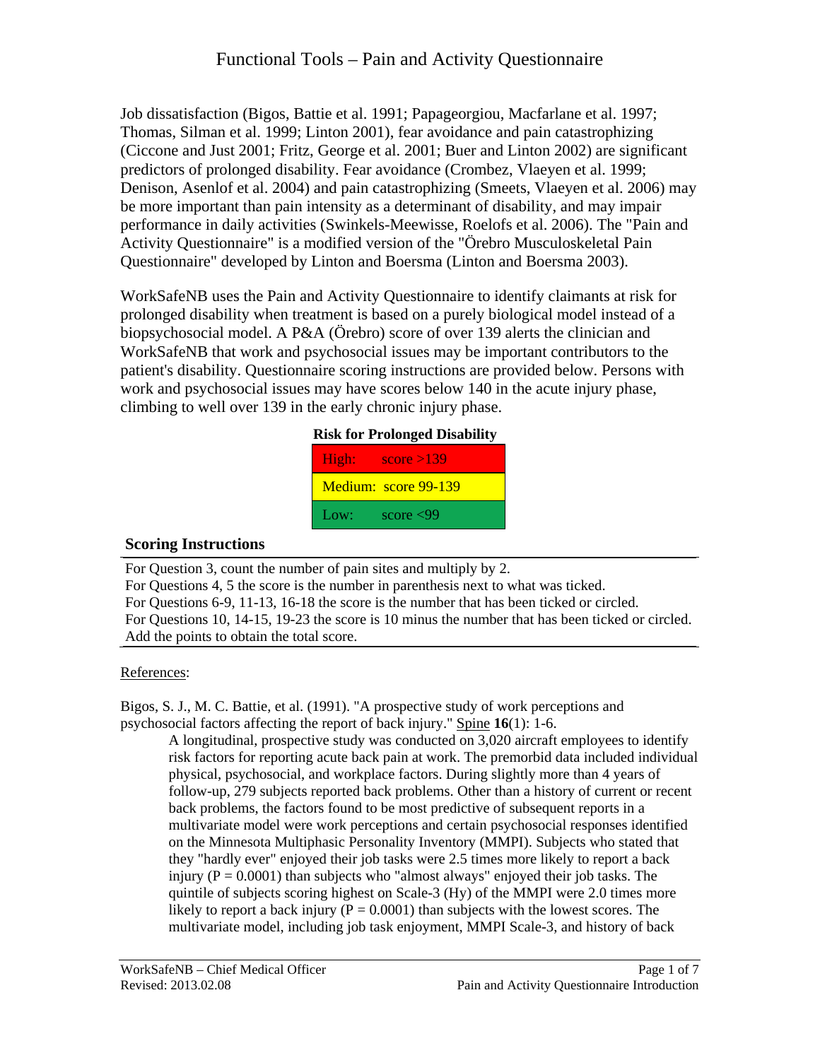# Functional Tools – Pain and Activity Questionnaire

Job dissatisfaction (Bigos, Battie et al. 1991; Papageorgiou, Macfarlane et al. 1997; Thomas, Silman et al. 1999; Linton 2001), fear avoidance and pain catastrophizing (Ciccone and Just 2001; Fritz, George et al. 2001; Buer and Linton 2002) are significant predictors of prolonged disability. Fear avoidance (Crombez, Vlaeyen et al. 1999; Denison, Asenlof et al. 2004) and pain catastrophizing (Smeets, Vlaeyen et al. 2006) may be more important than pain intensity as a determinant of disability, and may impair performance in daily activities (Swinkels-Meewisse, Roelofs et al. 2006). The "Pain and Activity Questionnaire" is a modified version of the "Örebro Musculoskeletal Pain Questionnaire" developed by Linton and Boersma (Linton and Boersma 2003).

WorkSafeNB uses the Pain and Activity Questionnaire to identify claimants at risk for prolonged disability when treatment is based on a purely biological model instead of a biopsychosocial model. A P&A (Örebro) score of over 139 alerts the clinician and WorkSafeNB that work and psychosocial issues may be important contributors to the patient's disability. Questionnaire scoring instructions are provided below. Persons with work and psychosocial issues may have scores below 140 in the acute injury phase, climbing to well over 139 in the early chronic injury phase.

**Risk for Prolonged Disability**

| Risk | Score |
|---|---|
| High: | score >139 |
| Medium: | score 99-139 |
| Low: | score <99 |

### Scoring Instructions

For Question 3, count the number of pain sites and multiply by 2.
For Questions 4, 5 the score is the number in parenthesis next to what was ticked.
For Questions 6-9, 11-13, 16-18 the score is the number that has been ticked or circled.
For Questions 10, 14-15, 19-23 the score is 10 minus the number that has been ticked or circled.
Add the points to obtain the total score.

References:

Bigos, S. J., M. C. Battie, et al. (1991). "A prospective study of work perceptions and psychosocial factors affecting the report of back injury." Spine **16**(1): 1-6.

A longitudinal, prospective study was conducted on 3,020 aircraft employees to identify risk factors for reporting acute back pain at work. The premorbid data included individual physical, psychosocial, and workplace factors. During slightly more than 4 years of follow-up, 279 subjects reported back problems. Other than a history of current or recent back problems, the factors found to be most predictive of subsequent reports in a multivariate model were work perceptions and certain psychosocial responses identified on the Minnesota Multiphasic Personality Inventory (MMPI). Subjects who stated that they "hardly ever" enjoyed their job tasks were 2.5 times more likely to report a back injury ($P = 0.0001$) than subjects who "almost always" enjoyed their job tasks. The quintile of subjects scoring highest on Scale-3 (Hy) of the MMPI were 2.0 times more likely to report a back injury ($P = 0.0001$) than subjects with the lowest scores. The multivariate model, including job task enjoyment, MMPI Scale-3, and history of back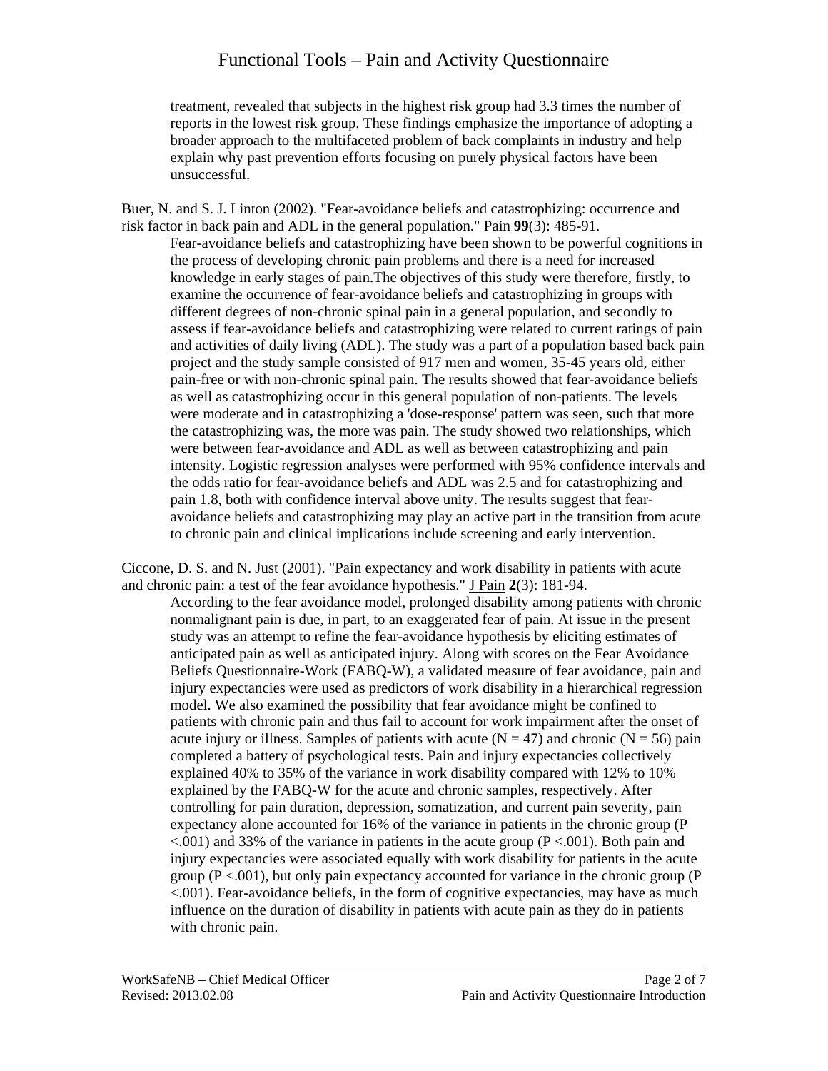treatment, revealed that subjects in the highest risk group had 3.3 times the number of reports in the lowest risk group. These findings emphasize the importance of adopting a broader approach to the multifaceted problem of back complaints in industry and help explain why past prevention efforts focusing on purely physical factors have been unsuccessful.

Buer, N. and S. J. Linton (2002). "Fear-avoidance beliefs and catastrophizing: occurrence and risk factor in back pain and ADL in the general population." Pain **99**(3): 485-91.

Fear-avoidance beliefs and catastrophizing have been shown to be powerful cognitions in the process of developing chronic pain problems and there is a need for increased knowledge in early stages of pain.The objectives of this study were therefore, firstly, to examine the occurrence of fear-avoidance beliefs and catastrophizing in groups with different degrees of non-chronic spinal pain in a general population, and secondly to assess if fear-avoidance beliefs and catastrophizing were related to current ratings of pain and activities of daily living (ADL). The study was a part of a population based back pain project and the study sample consisted of 917 men and women, 35-45 years old, either pain-free or with non-chronic spinal pain. The results showed that fear-avoidance beliefs as well as catastrophizing occur in this general population of non-patients. The levels were moderate and in catastrophizing a 'dose-response' pattern was seen, such that more the catastrophizing was, the more was pain. The study showed two relationships, which were between fear-avoidance and ADL as well as between catastrophizing and pain intensity. Logistic regression analyses were performed with 95% confidence intervals and the odds ratio for fear-avoidance beliefs and ADL was 2.5 and for catastrophizing and pain 1.8, both with confidence interval above unity. The results suggest that fear-avoidance beliefs and catastrophizing may play an active part in the transition from acute to chronic pain and clinical implications include screening and early intervention.

Ciccone, D. S. and N. Just (2001). "Pain expectancy and work disability in patients with acute and chronic pain: a test of the fear avoidance hypothesis." J Pain **2**(3): 181-94.

According to the fear avoidance model, prolonged disability among patients with chronic nonmalignant pain is due, in part, to an exaggerated fear of pain. At issue in the present study was an attempt to refine the fear-avoidance hypothesis by eliciting estimates of anticipated pain as well as anticipated injury. Along with scores on the Fear Avoidance Beliefs Questionnaire-Work (FABQ-W), a validated measure of fear avoidance, pain and injury expectancies were used as predictors of work disability in a hierarchical regression model. We also examined the possibility that fear avoidance might be confined to patients with chronic pain and thus fail to account for work impairment after the onset of acute injury or illness. Samples of patients with acute ($N = 47$) and chronic ($N = 56$) pain completed a battery of psychological tests. Pain and injury expectancies collectively explained 40% to 35% of the variance in work disability compared with 12% to 10% explained by the FABQ-W for the acute and chronic samples, respectively. After controlling for pain duration, depression, somatization, and current pain severity, pain expectancy alone accounted for 16% of the variance in patients in the chronic group ($P < .001$) and 33% of the variance in patients in the acute group ($P < .001$). Both pain and injury expectancies were associated equally with work disability for patients in the acute group ($P < .001$), but only pain expectancy accounted for variance in the chronic group ($P < .001$). Fear-avoidance beliefs, in the form of cognitive expectancies, may have as much influence on the duration of disability in patients with acute pain as they do in patients with chronic pain.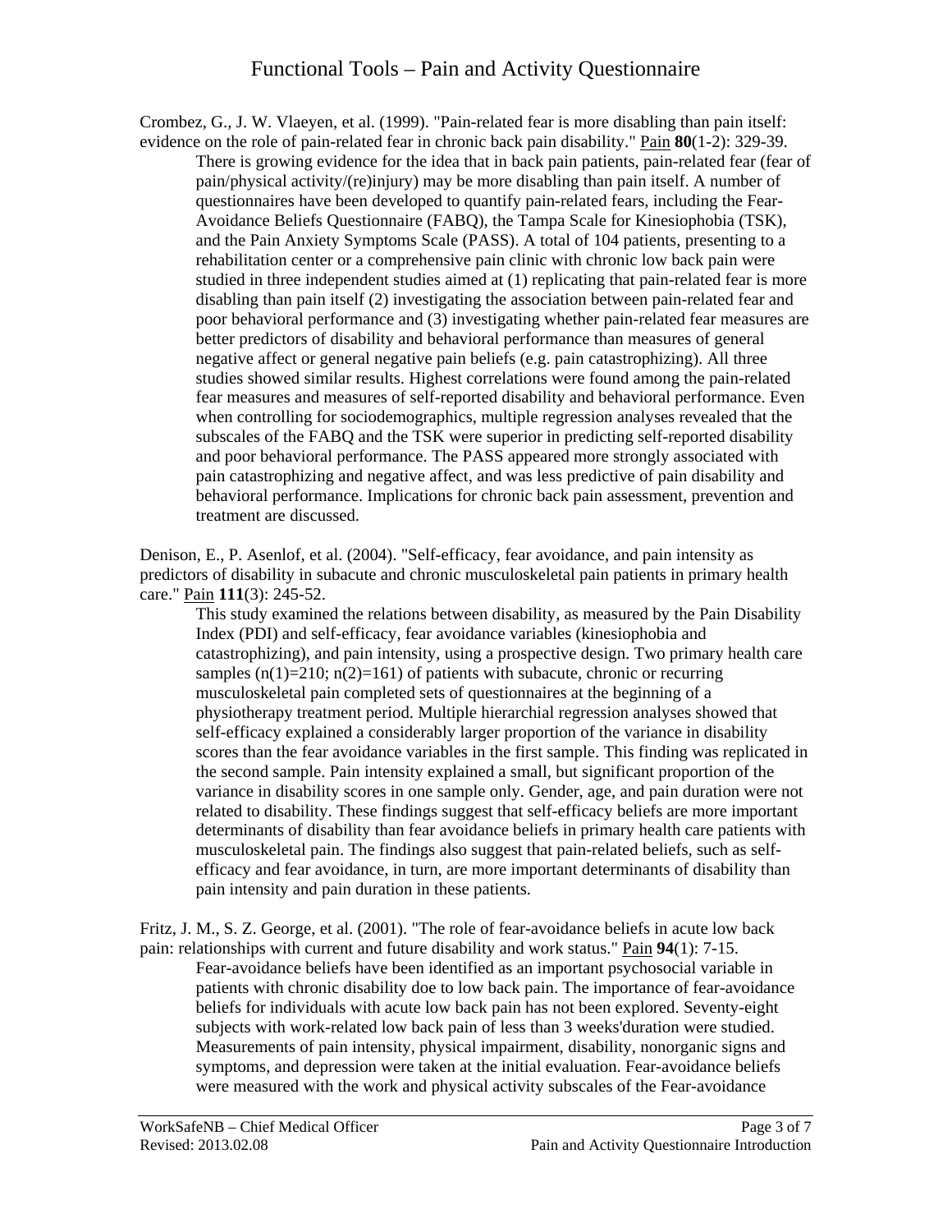Crombez, G., J. W. Vlaeyen, et al. (1999). "Pain-related fear is more disabling than pain itself: evidence on the role of pain-related fear in chronic back pain disability." Pain **80**(1-2): 329-39.

> There is growing evidence for the idea that in back pain patients, pain-related fear (fear of pain/physical activity/(re)injury) may be more disabling than pain itself. A number of questionnaires have been developed to quantify pain-related fears, including the Fear-Avoidance Beliefs Questionnaire (FABQ), the Tampa Scale for Kinesiophobia (TSK), and the Pain Anxiety Symptoms Scale (PASS). A total of 104 patients, presenting to a rehabilitation center or a comprehensive pain clinic with chronic low back pain were studied in three independent studies aimed at (1) replicating that pain-related fear is more disabling than pain itself (2) investigating the association between pain-related fear and poor behavioral performance and (3) investigating whether pain-related fear measures are better predictors of disability and behavioral performance than measures of general negative affect or general negative pain beliefs (e.g. pain catastrophizing). All three studies showed similar results. Highest correlations were found among the pain-related fear measures and measures of self-reported disability and behavioral performance. Even when controlling for sociodemographics, multiple regression analyses revealed that the subscales of the FABQ and the TSK were superior in predicting self-reported disability and poor behavioral performance. The PASS appeared more strongly associated with pain catastrophizing and negative affect, and was less predictive of pain disability and behavioral performance. Implications for chronic back pain assessment, prevention and treatment are discussed.

Denison, E., P. Asenlof, et al. (2004). "Self-efficacy, fear avoidance, and pain intensity as predictors of disability in subacute and chronic musculoskeletal pain patients in primary health care." Pain **111**(3): 245-52.

> This study examined the relations between disability, as measured by the Pain Disability Index (PDI) and self-efficacy, fear avoidance variables (kinesiophobia and catastrophizing), and pain intensity, using a prospective design. Two primary health care samples ($n(1)=210$; $n(2)=161$) of patients with subacute, chronic or recurring musculoskeletal pain completed sets of questionnaires at the beginning of a physiotherapy treatment period. Multiple hierarchial regression analyses showed that self-efficacy explained a considerably larger proportion of the variance in disability scores than the fear avoidance variables in the first sample. This finding was replicated in the second sample. Pain intensity explained a small, but significant proportion of the variance in disability scores in one sample only. Gender, age, and pain duration were not related to disability. These findings suggest that self-efficacy beliefs are more important determinants of disability than fear avoidance beliefs in primary health care patients with musculoskeletal pain. The findings also suggest that pain-related beliefs, such as self-efficacy and fear avoidance, in turn, are more important determinants of disability than pain intensity and pain duration in these patients.

Fritz, J. M., S. Z. George, et al. (2001). "The role of fear-avoidance beliefs in acute low back pain: relationships with current and future disability and work status." Pain **94**(1): 7-15.

> Fear-avoidance beliefs have been identified as an important psychosocial variable in patients with chronic disability doe to low back pain. The importance of fear-avoidance beliefs for individuals with acute low back pain has not been explored. Seventy-eight subjects with work-related low back pain of less than 3 weeks'duration were studied. Measurements of pain intensity, physical impairment, disability, nonorganic signs and symptoms, and depression were taken at the initial evaluation. Fear-avoidance beliefs were measured with the work and physical activity subscales of the Fear-avoidance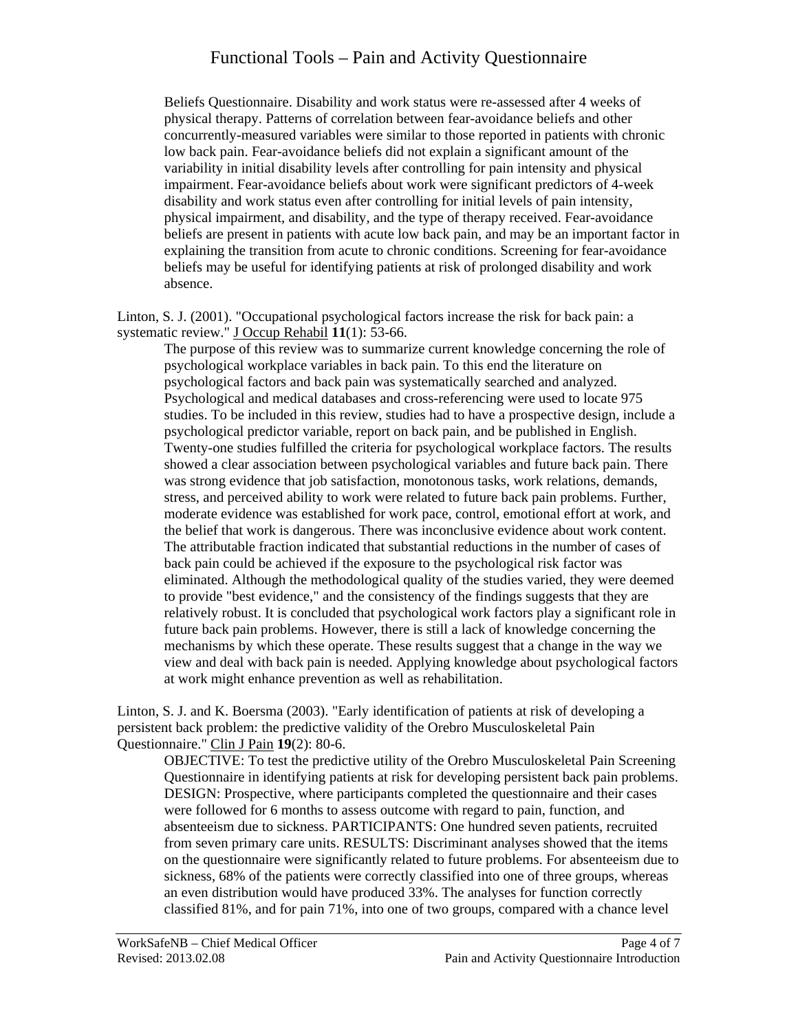Beliefs Questionnaire. Disability and work status were re-assessed after 4 weeks of physical therapy. Patterns of correlation between fear-avoidance beliefs and other concurrently-measured variables were similar to those reported in patients with chronic low back pain. Fear-avoidance beliefs did not explain a significant amount of the variability in initial disability levels after controlling for pain intensity and physical impairment. Fear-avoidance beliefs about work were significant predictors of 4-week disability and work status even after controlling for initial levels of pain intensity, physical impairment, and disability, and the type of therapy received. Fear-avoidance beliefs are present in patients with acute low back pain, and may be an important factor in explaining the transition from acute to chronic conditions. Screening for fear-avoidance beliefs may be useful for identifying patients at risk of prolonged disability and work absence.

Linton, S. J. (2001). "Occupational psychological factors increase the risk for back pain: a systematic review." J Occup Rehabil **11**(1): 53-66.

The purpose of this review was to summarize current knowledge concerning the role of psychological workplace variables in back pain. To this end the literature on psychological factors and back pain was systematically searched and analyzed. Psychological and medical databases and cross-referencing were used to locate 975 studies. To be included in this review, studies had to have a prospective design, include a psychological predictor variable, report on back pain, and be published in English. Twenty-one studies fulfilled the criteria for psychological workplace factors. The results showed a clear association between psychological variables and future back pain. There was strong evidence that job satisfaction, monotonous tasks, work relations, demands, stress, and perceived ability to work were related to future back pain problems. Further, moderate evidence was established for work pace, control, emotional effort at work, and the belief that work is dangerous. There was inconclusive evidence about work content. The attributable fraction indicated that substantial reductions in the number of cases of back pain could be achieved if the exposure to the psychological risk factor was eliminated. Although the methodological quality of the studies varied, they were deemed to provide "best evidence," and the consistency of the findings suggests that they are relatively robust. It is concluded that psychological work factors play a significant role in future back pain problems. However, there is still a lack of knowledge concerning the mechanisms by which these operate. These results suggest that a change in the way we view and deal with back pain is needed. Applying knowledge about psychological factors at work might enhance prevention as well as rehabilitation.

Linton, S. J. and K. Boersma (2003). "Early identification of patients at risk of developing a persistent back problem: the predictive validity of the Orebro Musculoskeletal Pain Questionnaire." Clin J Pain **19**(2): 80-6.

OBJECTIVE: To test the predictive utility of the Orebro Musculoskeletal Pain Screening Questionnaire in identifying patients at risk for developing persistent back pain problems. DESIGN: Prospective, where participants completed the questionnaire and their cases were followed for 6 months to assess outcome with regard to pain, function, and absenteeism due to sickness. PARTICIPANTS: One hundred seven patients, recruited from seven primary care units. RESULTS: Discriminant analyses showed that the items on the questionnaire were significantly related to future problems. For absenteeism due to sickness, 68% of the patients were correctly classified into one of three groups, whereas an even distribution would have produced 33%. The analyses for function correctly classified 81%, and for pain 71%, into one of two groups, compared with a chance level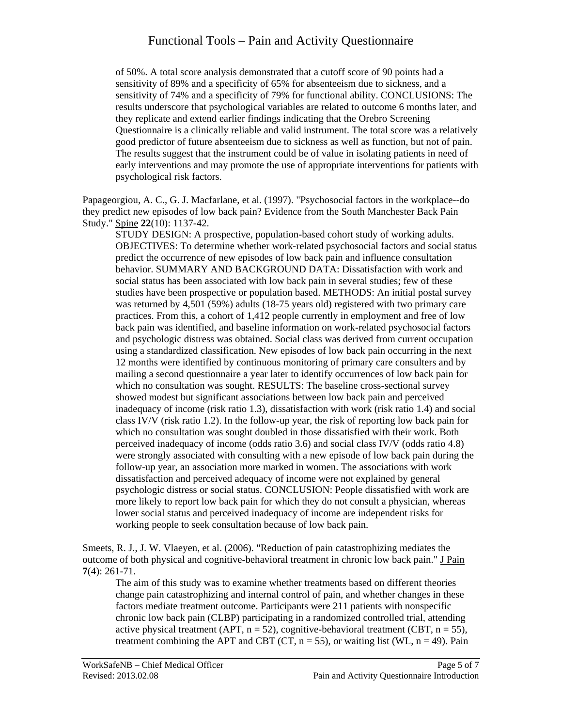of 50%. A total score analysis demonstrated that a cutoff score of 90 points had a sensitivity of 89% and a specificity of 65% for absenteeism due to sickness, and a sensitivity of 74% and a specificity of 79% for functional ability. CONCLUSIONS: The results underscore that psychological variables are related to outcome 6 months later, and they replicate and extend earlier findings indicating that the Orebro Screening Questionnaire is a clinically reliable and valid instrument. The total score was a relatively good predictor of future absenteeism due to sickness as well as function, but not of pain. The results suggest that the instrument could be of value in isolating patients in need of early interventions and may promote the use of appropriate interventions for patients with psychological risk factors.

Papageorgiou, A. C., G. J. Macfarlane, et al. (1997). "Psychosocial factors in the workplace--do they predict new episodes of low back pain? Evidence from the South Manchester Back Pain Study." Spine **22**(10): 1137-42.

STUDY DESIGN: A prospective, population-based cohort study of working adults. OBJECTIVES: To determine whether work-related psychosocial factors and social status predict the occurrence of new episodes of low back pain and influence consultation behavior. SUMMARY AND BACKGROUND DATA: Dissatisfaction with work and social status has been associated with low back pain in several studies; few of these studies have been prospective or population based. METHODS: An initial postal survey was returned by 4,501 (59%) adults (18-75 years old) registered with two primary care practices. From this, a cohort of 1,412 people currently in employment and free of low back pain was identified, and baseline information on work-related psychosocial factors and psychologic distress was obtained. Social class was derived from current occupation using a standardized classification. New episodes of low back pain occurring in the next 12 months were identified by continuous monitoring of primary care consulters and by mailing a second questionnaire a year later to identify occurrences of low back pain for which no consultation was sought. RESULTS: The baseline cross-sectional survey showed modest but significant associations between low back pain and perceived inadequacy of income (risk ratio 1.3), dissatisfaction with work (risk ratio 1.4) and social class IV/V (risk ratio 1.2). In the follow-up year, the risk of reporting low back pain for which no consultation was sought doubled in those dissatisfied with their work. Both perceived inadequacy of income (odds ratio 3.6) and social class IV/V (odds ratio 4.8) were strongly associated with consulting with a new episode of low back pain during the follow-up year, an association more marked in women. The associations with work dissatisfaction and perceived adequacy of income were not explained by general psychologic distress or social status. CONCLUSION: People dissatisfied with work are more likely to report low back pain for which they do not consult a physician, whereas lower social status and perceived inadequacy of income are independent risks for working people to seek consultation because of low back pain.

Smeets, R. J., J. W. Vlaeyen, et al. (2006). "Reduction of pain catastrophizing mediates the outcome of both physical and cognitive-behavioral treatment in chronic low back pain." J Pain **7**(4): 261-71.

The aim of this study was to examine whether treatments based on different theories change pain catastrophizing and internal control of pain, and whether changes in these factors mediate treatment outcome. Participants were 211 patients with nonspecific chronic low back pain (CLBP) participating in a randomized controlled trial, attending active physical treatment (APT, n = 52), cognitive-behavioral treatment (CBT, n = 55), treatment combining the APT and CBT (CT, n = 55), or waiting list (WL, n = 49). Pain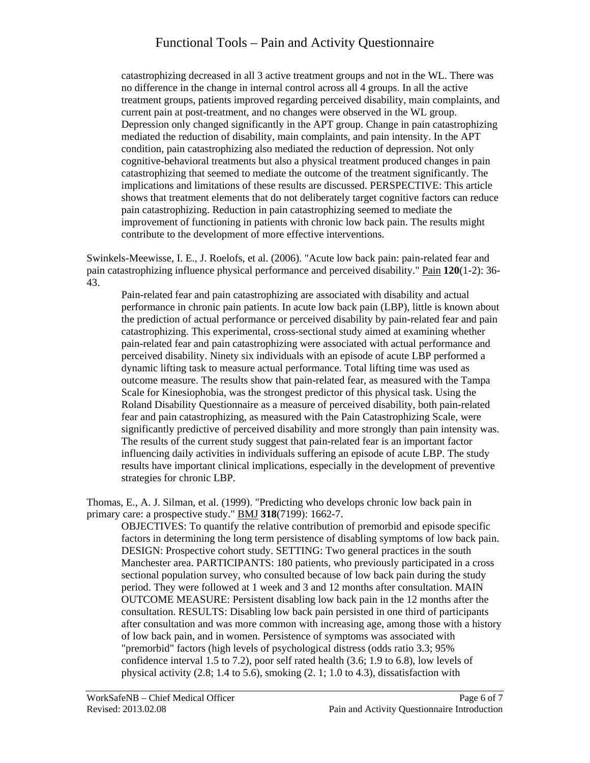catastrophizing decreased in all 3 active treatment groups and not in the WL. There was no difference in the change in internal control across all 4 groups. In all the active treatment groups, patients improved regarding perceived disability, main complaints, and current pain at post-treatment, and no changes were observed in the WL group. Depression only changed significantly in the APT group. Change in pain catastrophizing mediated the reduction of disability, main complaints, and pain intensity. In the APT condition, pain catastrophizing also mediated the reduction of depression. Not only cognitive-behavioral treatments but also a physical treatment produced changes in pain catastrophizing that seemed to mediate the outcome of the treatment significantly. The implications and limitations of these results are discussed. PERSPECTIVE: This article shows that treatment elements that do not deliberately target cognitive factors can reduce pain catastrophizing. Reduction in pain catastrophizing seemed to mediate the improvement of functioning in patients with chronic low back pain. The results might contribute to the development of more effective interventions.

Swinkels-Meewisse, I. E., J. Roelofs, et al. (2006). "Acute low back pain: pain-related fear and pain catastrophizing influence physical performance and perceived disability." Pain **120**(1-2): 36-43.

> Pain-related fear and pain catastrophizing are associated with disability and actual performance in chronic pain patients. In acute low back pain (LBP), little is known about the prediction of actual performance or perceived disability by pain-related fear and pain catastrophizing. This experimental, cross-sectional study aimed at examining whether pain-related fear and pain catastrophizing were associated with actual performance and perceived disability. Ninety six individuals with an episode of acute LBP performed a dynamic lifting task to measure actual performance. Total lifting time was used as outcome measure. The results show that pain-related fear, as measured with the Tampa Scale for Kinesiophobia, was the strongest predictor of this physical task. Using the Roland Disability Questionnaire as a measure of perceived disability, both pain-related fear and pain catastrophizing, as measured with the Pain Catastrophizing Scale, were significantly predictive of perceived disability and more strongly than pain intensity was. The results of the current study suggest that pain-related fear is an important factor influencing daily activities in individuals suffering an episode of acute LBP. The study results have important clinical implications, especially in the development of preventive strategies for chronic LBP.

Thomas, E., A. J. Silman, et al. (1999). "Predicting who develops chronic low back pain in primary care: a prospective study." BMJ **318**(7199): 1662-7.

> OBJECTIVES: To quantify the relative contribution of premorbid and episode specific factors in determining the long term persistence of disabling symptoms of low back pain. DESIGN: Prospective cohort study. SETTING: Two general practices in the south Manchester area. PARTICIPANTS: 180 patients, who previously participated in a cross sectional population survey, who consulted because of low back pain during the study period. They were followed at 1 week and 3 and 12 months after consultation. MAIN OUTCOME MEASURE: Persistent disabling low back pain in the 12 months after the consultation. RESULTS: Disabling low back pain persisted in one third of participants after consultation and was more common with increasing age, among those with a history of low back pain, and in women. Persistence of symptoms was associated with "premorbid" factors (high levels of psychological distress (odds ratio 3.3; 95% confidence interval 1.5 to 7.2), poor self rated health (3.6; 1.9 to 6.8), low levels of physical activity (2.8; 1.4 to 5.6), smoking (2. 1; 1.0 to 4.3), dissatisfaction with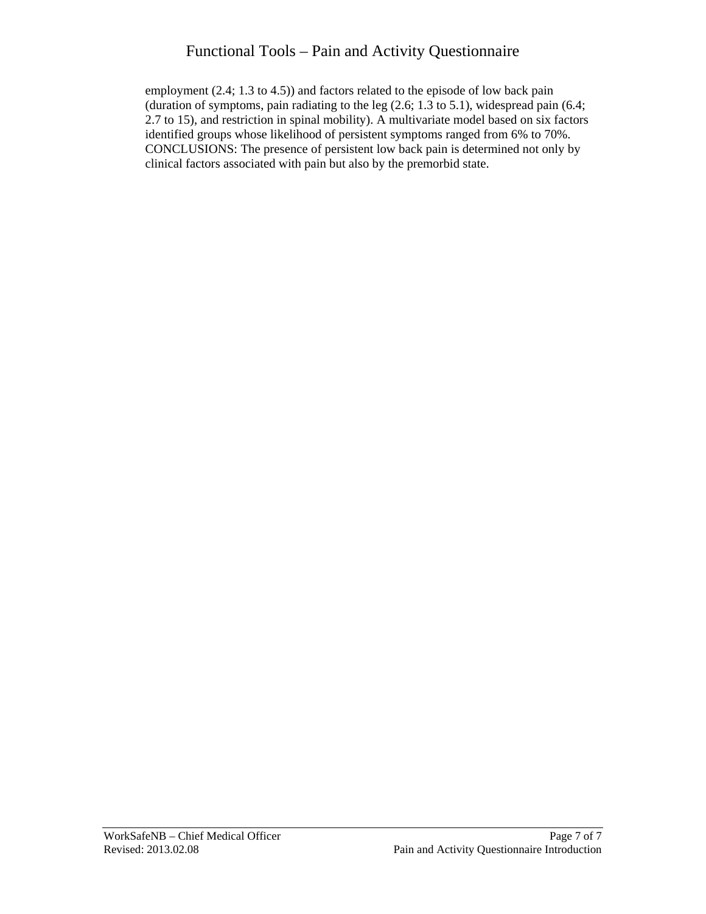employment (2.4; 1.3 to 4.5)) and factors related to the episode of low back pain (duration of symptoms, pain radiating to the leg (2.6; 1.3 to 5.1), widespread pain (6.4; 2.7 to 15), and restriction in spinal mobility). A multivariate model based on six factors identified groups whose likelihood of persistent symptoms ranged from 6% to 70%. CONCLUSIONS: The presence of persistent low back pain is determined not only by clinical factors associated with pain but also by the premorbid state.